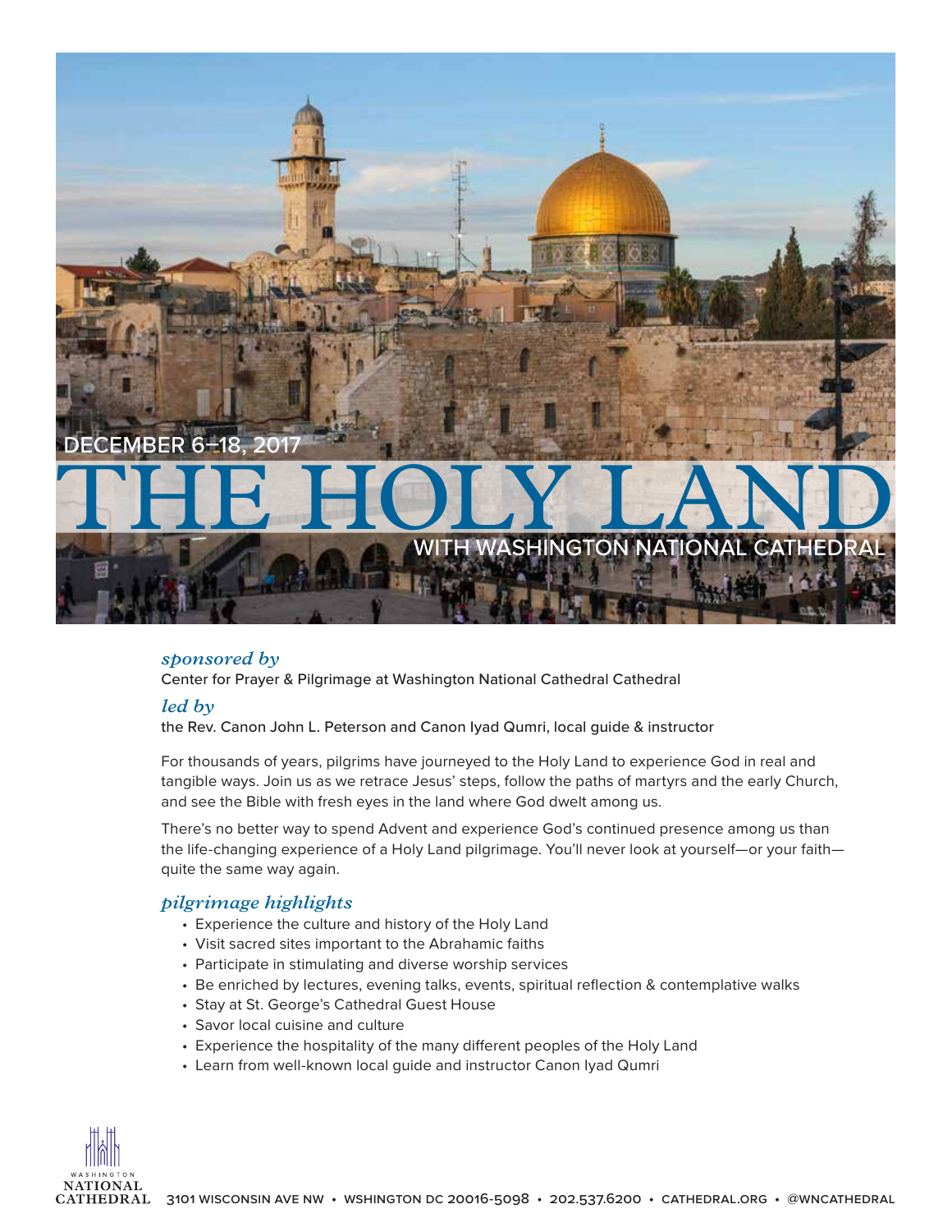DECEMBER 6–18, 2017

# THE HOLY LAND

WITH WASHINGTON NATIONAL CATHEDRAL

### *sponsored by*

Center for Prayer & Pilgrimage at Washington National Cathedral Cathedral

### *led by*

the Rev. Canon John L. Peterson and Canon Iyad Qumri, local guide & instructor

For thousands of years, pilgrims have journeyed to the Holy Land to experience God in real and tangible ways. Join us as we retrace Jesus' steps, follow the paths of martyrs and the early Church, and see the Bible with fresh eyes in the land where God dwelt among us.

There's no better way to spend Advent and experience God's continued presence among us than the life-changing experience of a Holy Land pilgrimage. You'll never look at yourself—or your faith—quite the same way again.

### *pilgrimage highlights*

- Experience the culture and history of the Holy Land
- Visit sacred sites important to the Abrahamic faiths
- Participate in stimulating and diverse worship services
- Be enriched by lectures, evening talks, events, spiritual reflection & contemplative walks
- Stay at St. George's Cathedral Guest House
- Savor local cuisine and culture
- Experience the hospitality of the many different peoples of the Holy Land
- Learn from well-known local guide and instructor Canon Iyad Qumri

WASHINGTON NATIONAL CATHEDRAL

3101 WISCONSIN AVE NW • WSHINGTON DC 20016-5098 • 202.537.6200 • CATHEDRAL.ORG • @WNCATHEDRAL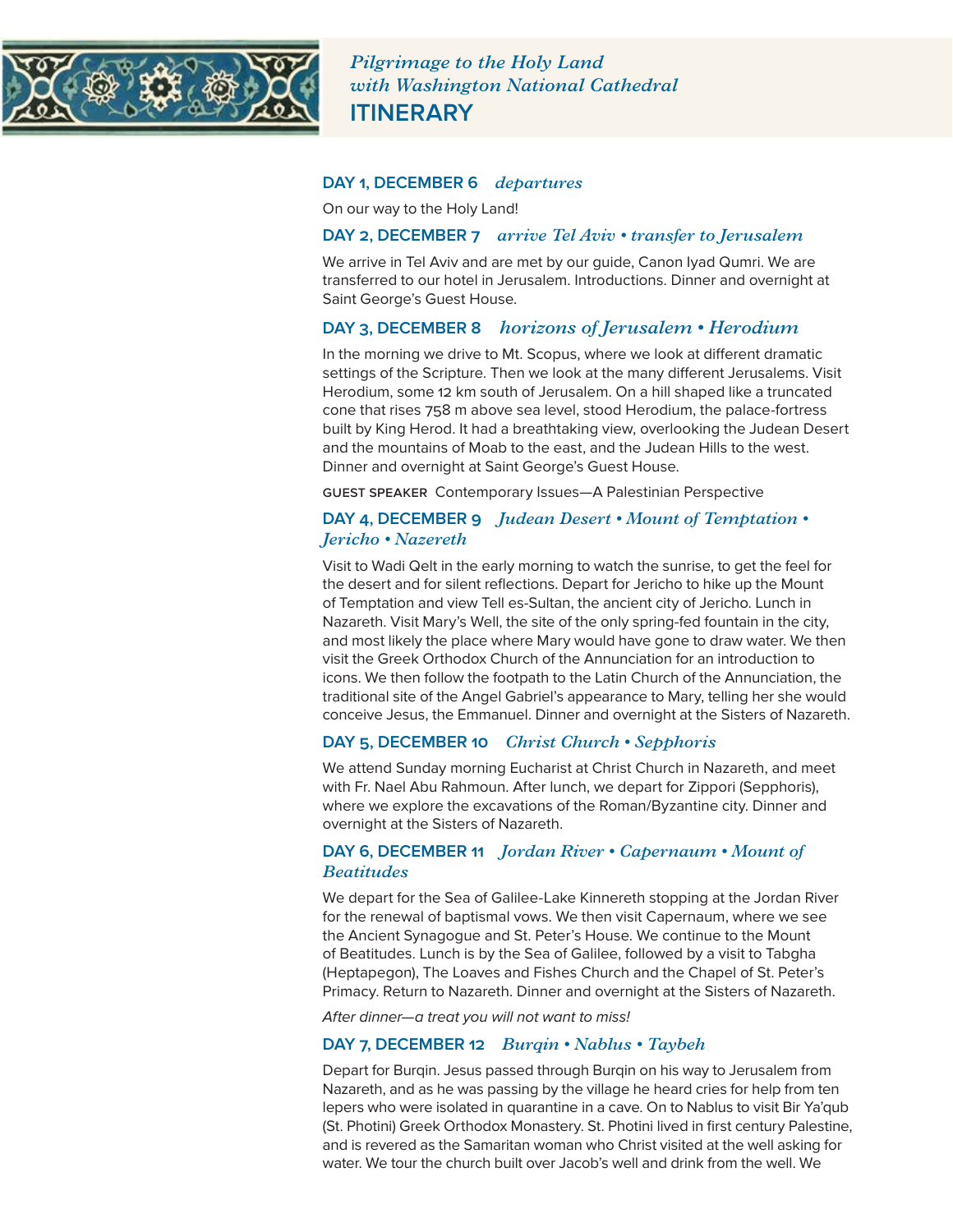*Pilgrimage to the Holy Land with Washington National Cathedral*

# ITINERARY

### DAY 1, DECEMBER 6 *departures*

On our way to the Holy Land!

### DAY 2, DECEMBER 7 *arrive Tel Aviv • transfer to Jerusalem*

We arrive in Tel Aviv and are met by our guide, Canon Iyad Qumri. We are transferred to our hotel in Jerusalem. Introductions. Dinner and overnight at Saint George's Guest House.

### DAY 3, DECEMBER 8 *horizons of Jerusalem • Herodium*

In the morning we drive to Mt. Scopus, where we look at different dramatic settings of the Scripture. Then we look at the many different Jerusalems. Visit Herodium, some 12 km south of Jerusalem. On a hill shaped like a truncated cone that rises 758 m above sea level, stood Herodium, the palace-fortress built by King Herod. It had a breathtaking view, overlooking the Judean Desert and the mountains of Moab to the east, and the Judean Hills to the west. Dinner and overnight at Saint George's Guest House.

GUEST SPEAKER Contemporary Issues—A Palestinian Perspective

### DAY 4, DECEMBER 9 *Judean Desert • Mount of Temptation • Jericho • Nazereth*

Visit to Wadi Qelt in the early morning to watch the sunrise, to get the feel for the desert and for silent reflections. Depart for Jericho to hike up the Mount of Temptation and view Tell es-Sultan, the ancient city of Jericho. Lunch in Nazareth. Visit Mary's Well, the site of the only spring-fed fountain in the city, and most likely the place where Mary would have gone to draw water. We then visit the Greek Orthodox Church of the Annunciation for an introduction to icons. We then follow the footpath to the Latin Church of the Annunciation, the traditional site of the Angel Gabriel's appearance to Mary, telling her she would conceive Jesus, the Emmanuel. Dinner and overnight at the Sisters of Nazareth.

### DAY 5, DECEMBER 10 *Christ Church • Sepphoris*

We attend Sunday morning Eucharist at Christ Church in Nazareth, and meet with Fr. Nael Abu Rahmoun. After lunch, we depart for Zippori (Sepphoris), where we explore the excavations of the Roman/Byzantine city. Dinner and overnight at the Sisters of Nazareth.

### DAY 6, DECEMBER 11 *Jordan River • Capernaum • Mount of Beatitudes*

We depart for the Sea of Galilee-Lake Kinnereth stopping at the Jordan River for the renewal of baptismal vows. We then visit Capernaum, where we see the Ancient Synagogue and St. Peter's House. We continue to the Mount of Beatitudes. Lunch is by the Sea of Galilee, followed by a visit to Tabgha (Heptapegon), The Loaves and Fishes Church and the Chapel of St. Peter's Primacy. Return to Nazareth. Dinner and overnight at the Sisters of Nazareth.

*After dinner—a treat you will not want to miss!*

### DAY 7, DECEMBER 12 *Burqin • Nablus • Taybeh*

Depart for Burqin. Jesus passed through Burqin on his way to Jerusalem from Nazareth, and as he was passing by the village he heard cries for help from ten lepers who were isolated in quarantine in a cave. On to Nablus to visit Bir Ya'qub (St. Photini) Greek Orthodox Monastery. St. Photini lived in first century Palestine, and is revered as the Samaritan woman who Christ visited at the well asking for water. We tour the church built over Jacob's well and drink from the well. We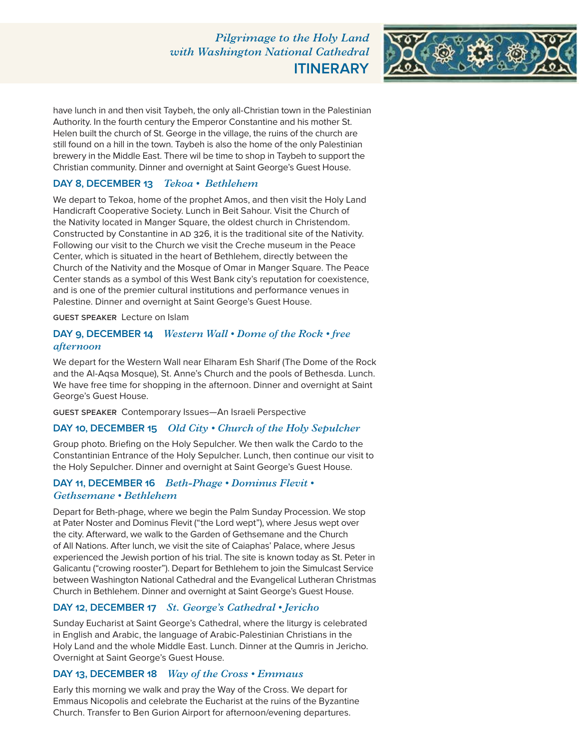have lunch in and then visit Taybeh, the only all-Christian town in the Palestinian Authority. In the fourth century the Emperor Constantine and his mother St. Helen built the church of St. George in the village, the ruins of the church are still found on a hill in the town. Taybeh is also the home of the only Palestinian brewery in the Middle East. There wil be time to shop in Taybeh to support the Christian community. Dinner and overnight at Saint George's Guest House.

### DAY 8, DECEMBER 13 *Tekoa • Bethlehem*

We depart to Tekoa, home of the prophet Amos, and then visit the Holy Land Handicraft Cooperative Society. Lunch in Beit Sahour. Visit the Church of the Nativity located in Manger Square, the oldest church in Christendom. Constructed by Constantine in AD 326, it is the traditional site of the Nativity. Following our visit to the Church we visit the Creche museum in the Peace Center, which is situated in the heart of Bethlehem, directly between the Church of the Nativity and the Mosque of Omar in Manger Square. The Peace Center stands as a symbol of this West Bank city's reputation for coexistence, and is one of the premier cultural institutions and performance venues in Palestine. Dinner and overnight at Saint George's Guest House.

GUEST SPEAKER Lecture on Islam

### DAY 9, DECEMBER 14 *Western Wall • Dome of the Rock • free afternoon*

We depart for the Western Wall near Elharam Esh Sharif (The Dome of the Rock and the Al-Aqsa Mosque), St. Anne's Church and the pools of Bethesda. Lunch. We have free time for shopping in the afternoon. Dinner and overnight at Saint George's Guest House.

GUEST SPEAKER Contemporary Issues—An Israeli Perspective

### DAY 10, DECEMBER 15 *Old City • Church of the Holy Sepulcher*

Group photo. Briefing on the Holy Sepulcher. We then walk the Cardo to the Constantinian Entrance of the Holy Sepulcher. Lunch, then continue our visit to the Holy Sepulcher. Dinner and overnight at Saint George's Guest House.

### DAY 11, DECEMBER 16 *Beth-Phage • Dominus Flevit • Gethsemane • Bethlehem*

Depart for Beth-phage, where we begin the Palm Sunday Procession. We stop at Pater Noster and Dominus Flevit ("the Lord wept"), where Jesus wept over the city. Afterward, we walk to the Garden of Gethsemane and the Church of All Nations. After lunch, we visit the site of Caiaphas' Palace, where Jesus experienced the Jewish portion of his trial. The site is known today as St. Peter in Galicantu ("crowing rooster"). Depart for Bethlehem to join the Simulcast Service between Washington National Cathedral and the Evangelical Lutheran Christmas Church in Bethlehem. Dinner and overnight at Saint George's Guest House.

### DAY 12, DECEMBER 17 *St. George's Cathedral • Jericho*

Sunday Eucharist at Saint George's Cathedral, where the liturgy is celebrated in English and Arabic, the language of Arabic-Palestinian Christians in the Holy Land and the whole Middle East. Lunch. Dinner at the Qumris in Jericho. Overnight at Saint George's Guest House.

### DAY 13, DECEMBER 18 *Way of the Cross • Emmaus*

Early this morning we walk and pray the Way of the Cross. We depart for Emmaus Nicopolis and celebrate the Eucharist at the ruins of the Byzantine Church. Transfer to Ben Gurion Airport for afternoon/evening departures.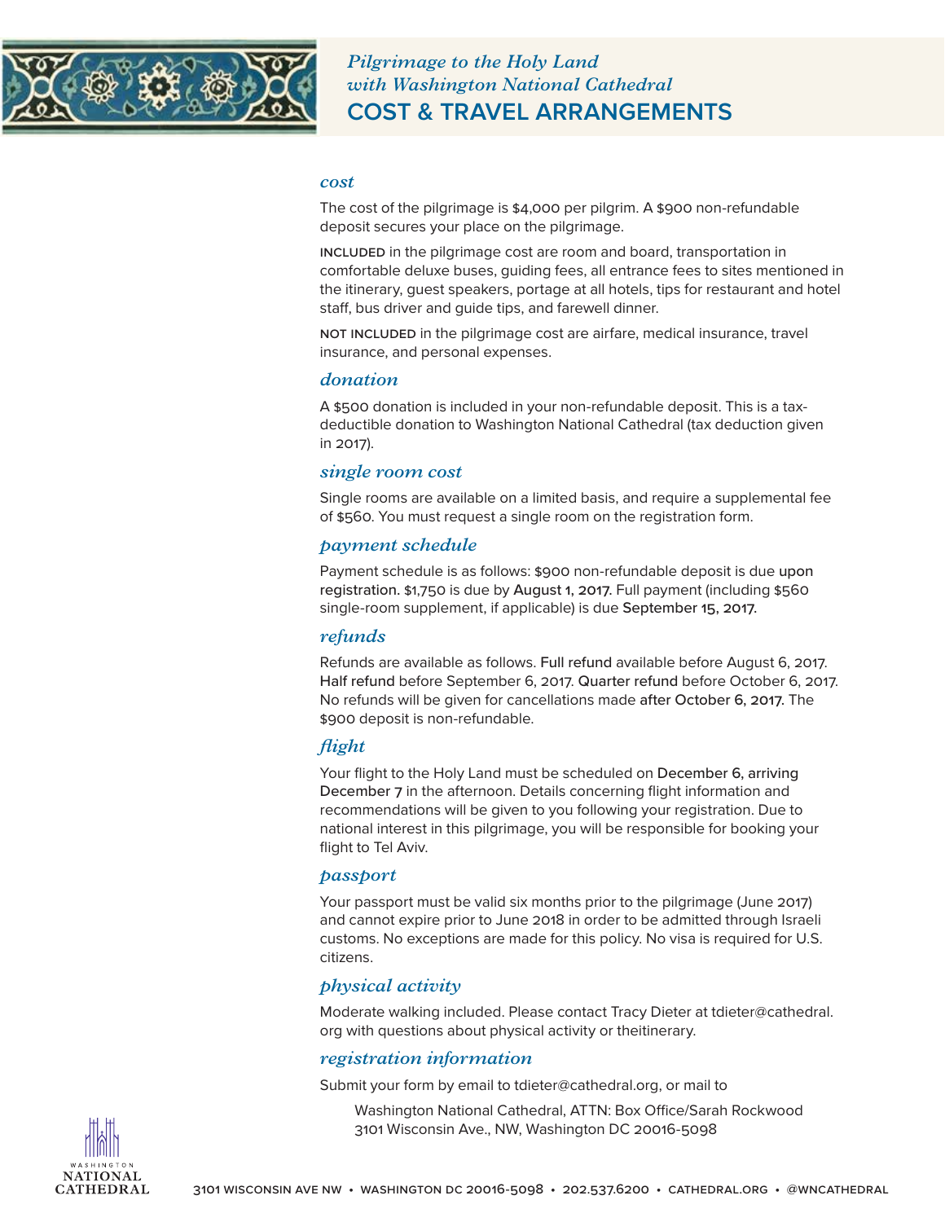*Pilgrimage to the Holy Land*
*with Washington National Cathedral*

# COST & TRAVEL ARRANGEMENTS

## *cost*

The cost of the pilgrimage is $4,000 per pilgrim. A $900 non-refundable deposit secures your place on the pilgrimage.

INCLUDED in the pilgrimage cost are room and board, transportation in comfortable deluxe buses, guiding fees, all entrance fees to sites mentioned in the itinerary, guest speakers, portage at all hotels, tips for restaurant and hotel staff, bus driver and guide tips, and farewell dinner.

NOT INCLUDED in the pilgrimage cost are airfare, medical insurance, travel insurance, and personal expenses.

## *donation*

A $500 donation is included in your non-refundable deposit. This is a tax-deductible donation to Washington National Cathedral (tax deduction given in 2017).

## *single room cost*

Single rooms are available on a limited basis, and require a supplemental fee of $560. You must request a single room on the registration form.

## *payment schedule*

Payment schedule is as follows: $900 non-refundable deposit is due **upon registration.** $1,750 is due by **August 1, 2017.** Full payment (including $560 single-room supplement, if applicable) is due **September 15, 2017.**

## *refunds*

Refunds are available as follows. **Full refund** available before August 6, 2017. **Half refund** before September 6, 2017. **Quarter refund** before October 6, 2017. No refunds will be given for cancellations made **after October 6, 2017.** The $900 deposit is non-refundable.

## *flight*

Your flight to the Holy Land must be scheduled on **December 6, arriving December 7** in the afternoon. Details concerning flight information and recommendations will be given to you following your registration. Due to national interest in this pilgrimage, you will be responsible for booking your flight to Tel Aviv.

## *passport*

Your passport must be valid six months prior to the pilgrimage (June 2017) and cannot expire prior to June 2018 in order to be admitted through Israeli customs. No exceptions are made for this policy. No visa is required for U.S. citizens.

## *physical activity*

Moderate walking included. Please contact Tracy Dieter at tdieter@cathedral.org with questions about physical activity or theitinerary.

## *registration information*

Submit your form by email to tdieter@cathedral.org, or mail to

Washington National Cathedral, ATTN: Box Office/Sarah Rockwood
3101 Wisconsin Ave., NW, Washington DC 20016-5098

WASHINGTON NATIONAL CATHEDRAL

3101 WISCONSIN AVE NW • WASHINGTON DC 20016-5098 • 202.537.6200 • CATHEDRAL.ORG • @WNCATHEDRAL